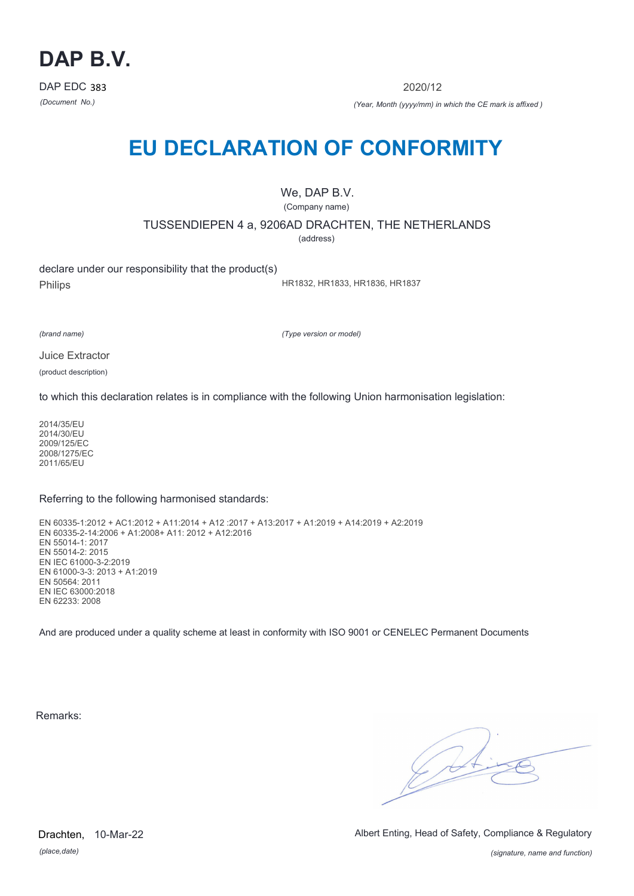# DAP B.V.

DAP EDC 383

*(Document No.)*

2020/12

*(Year, Month (yyyy/mm) in which the CE mark is affixed )*

# EU DECLARATION OF CONFORMITY

We, DAP B.V.

(Company name)

TUSSENDIEPEN 4 a, 9206AD DRACHTEN, THE NETHERLANDS

(address)

declare under our responsibility that the product(s)

Philips

HR1832, HR1833, HR1836, HR1837

*(brand name)*

*(Type version or model)*

Juice Extractor

(product description)

to which this declaration relates is in compliance with the following Union harmonisation legislation:

2014/35/EU
2014/30/EU
2009/125/EC
2008/1275/EC
2011/65/EU

Referring to the following harmonised standards:

EN 60335-1:2012 + AC1:2012 + A11:2014 + A12 :2017 + A13:2017 + A1:2019 + A14:2019 + A2:2019
EN 60335-2-14:2006 + A1:2008+ A11: 2012 + A12:2016
EN 55014-1: 2017
EN 55014-2: 2015
EN IEC 61000-3-2:2019
EN 61000-3-3: 2013 + A1:2019
EN 50564: 2011
EN IEC 63000:2018
EN 62233: 2008

And are produced under a quality scheme at least in conformity with ISO 9001 or CENELEC Permanent Documents

Remarks:

Drachten, 10-Mar-22

*(place,date)*

Albert Enting, Head of Safety, Compliance & Regulatory

*(signature, name and function)*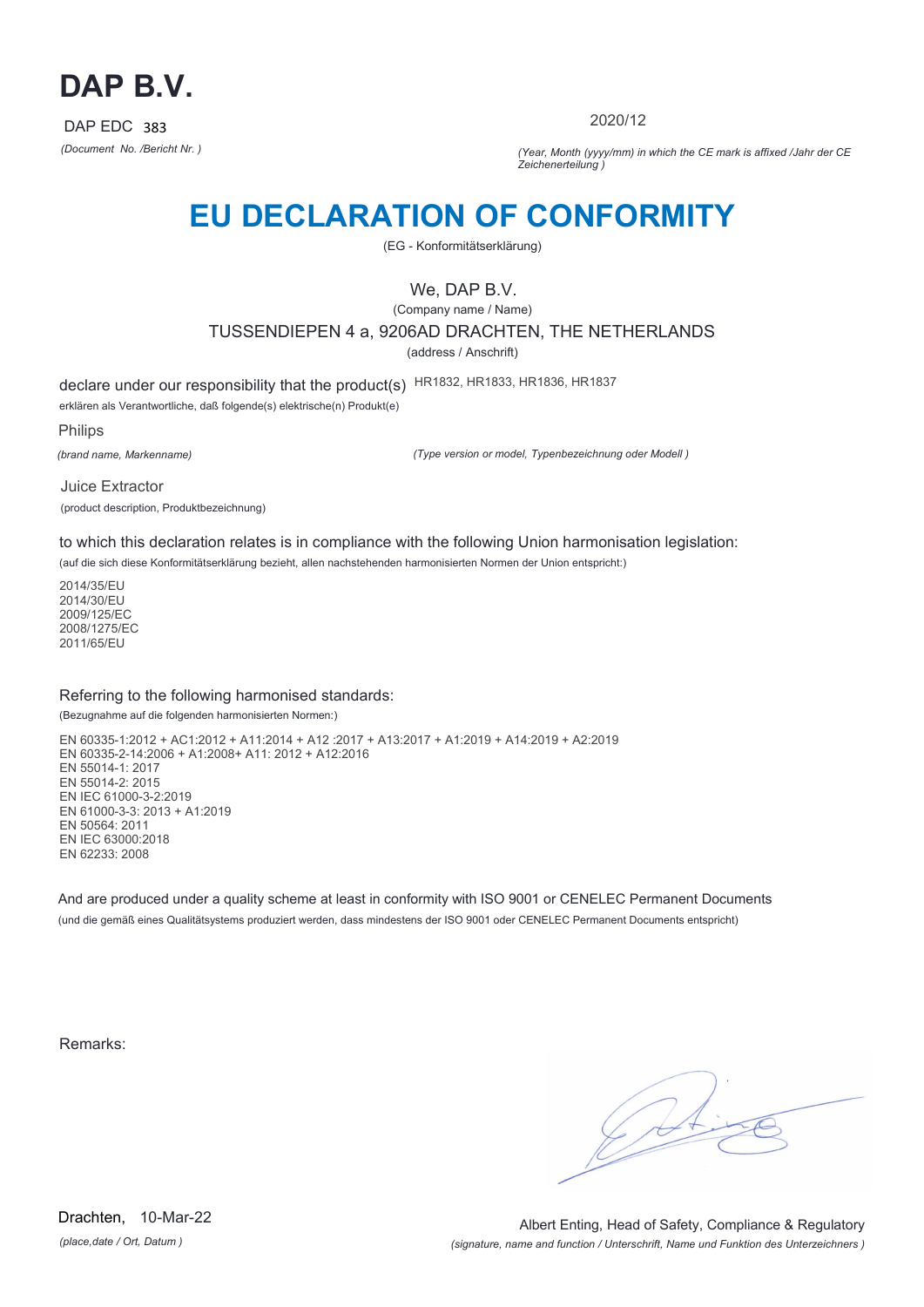# DAP B.V.

DAP EDC 383

*(Document No. /Bericht Nr. )*

2020/12

*(Year, Month (yyyy/mm) in which the CE mark is affixed /Jahr der CE Zeichenerteilung )*

# EU DECLARATION OF CONFORMITY

(EG - Konformitätserklärung)

We, DAP B.V.

(Company name / Name)

TUSSENDIEPEN 4 a, 9206AD DRACHTEN, THE NETHERLANDS

(address / Anschrift)

declare under our responsibility that the product(s) HR1832, HR1833, HR1836, HR1837

erklären als Verantwortliche, daß folgende(s) elektrische(n) Produkt(e)

Philips

*(brand name, Markenname)*

*(Type version or model, Typenbezeichnung oder Modell )*

Juice Extractor

(product description, Produktbezeichnung)

to which this declaration relates is in compliance with the following Union harmonisation legislation:

(auf die sich diese Konformitätserklärung bezieht, allen nachstehenden harmonisierten Normen der Union entspricht:)

2014/35/EU
2014/30/EU
2009/125/EC
2008/1275/EC
2011/65/EU

Referring to the following harmonised standards:

(Bezugnahme auf die folgenden harmonisierten Normen:)

EN 60335-1:2012 + AC1:2012 + A11:2014 + A12 :2017 + A13:2017 + A1:2019 + A14:2019 + A2:2019
EN 60335-2-14:2006 + A1:2008+ A11: 2012 + A12:2016
EN 55014-1: 2017
EN 55014-2: 2015
EN IEC 61000-3-2:2019
EN 61000-3-3: 2013 + A1:2019
EN 50564: 2011
EN IEC 63000:2018
EN 62233: 2008

And are produced under a quality scheme at least in conformity with ISO 9001 or CENELEC Permanent Documents

(und die gemäß eines Qualitätsystems produziert werden, dass mindestens der ISO 9001 oder CENELEC Permanent Documents entspricht)

Remarks:

Drachten, 10-Mar-22

*(place,date / Ort, Datum )*

Albert Enting, Head of Safety, Compliance & Regulatory

*(signature, name and function / Unterschrift, Name und Funktion des Unterzeichners )*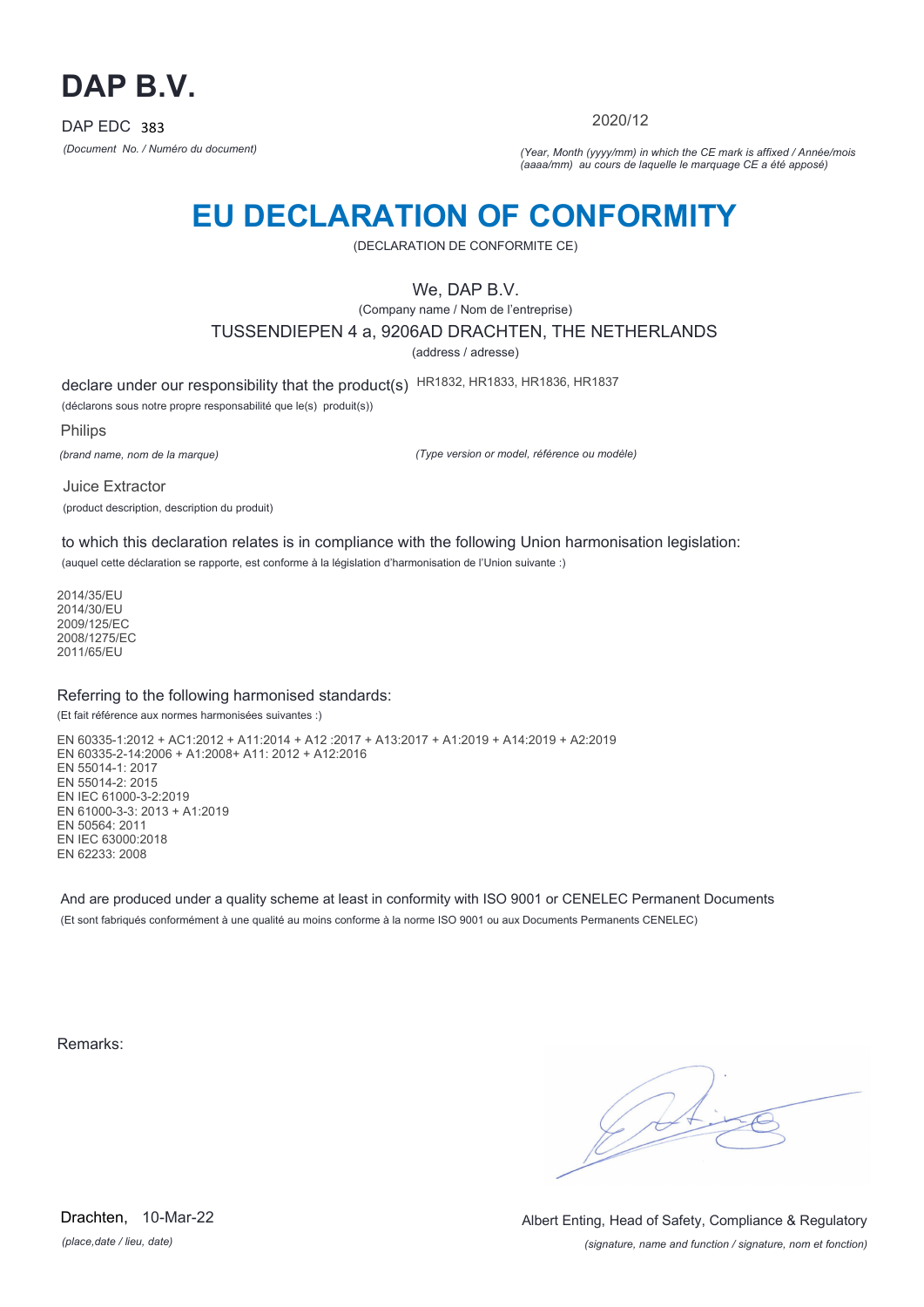# DAP B.V.

DAP EDC 383

*(Document No. / Numéro du document)*

2020/12

*(Year, Month (yyyy/mm) in which the CE mark is affixed / Année/mois (aaaa/mm) au cours de laquelle le marquage CE a été apposé)*

# EU DECLARATION OF CONFORMITY

(DECLARATION DE CONFORMITE CE)

We, DAP B.V.

(Company name / Nom de l'entreprise)

TUSSENDIEPEN 4 a, 9206AD DRACHTEN, THE NETHERLANDS

(address / adresse)

declare under our responsibility that the product(s) HR1832, HR1833, HR1836, HR1837

(déclarons sous notre propre responsabilité que le(s) produit(s))

Philips

*(brand name, nom de la marque)*

*(Type version or model, référence ou modèle)*

Juice Extractor

(product description, description du produit)

to which this declaration relates is in compliance with the following Union harmonisation legislation:

(auquel cette déclaration se rapporte, est conforme à la législation d'harmonisation de l'Union suivante :)

2014/35/EU
2014/30/EU
2009/125/EC
2008/1275/EC
2011/65/EU

Referring to the following harmonised standards:

(Et fait référence aux normes harmonisées suivantes :)

EN 60335-1:2012 + AC1:2012 + A11:2014 + A12 :2017 + A13:2017 + A1:2019 + A14:2019 + A2:2019
EN 60335-2-14:2006 + A1:2008+ A11: 2012 + A12:2016
EN 55014-1: 2017
EN 55014-2: 2015
EN IEC 61000-3-2:2019
EN 61000-3-3: 2013 + A1:2019
EN 50564: 2011
EN IEC 63000:2018
EN 62233: 2008

And are produced under a quality scheme at least in conformity with ISO 9001 or CENELEC Permanent Documents

(Et sont fabriqués conformément à une qualité au moins conforme à la norme ISO 9001 ou aux Documents Permanents CENELEC)

Remarks:

Drachten, 10-Mar-22

*(place,date / lieu, date)*

Albert Enting, Head of Safety, Compliance & Regulatory

*(signature, name and function / signature, nom et fonction)*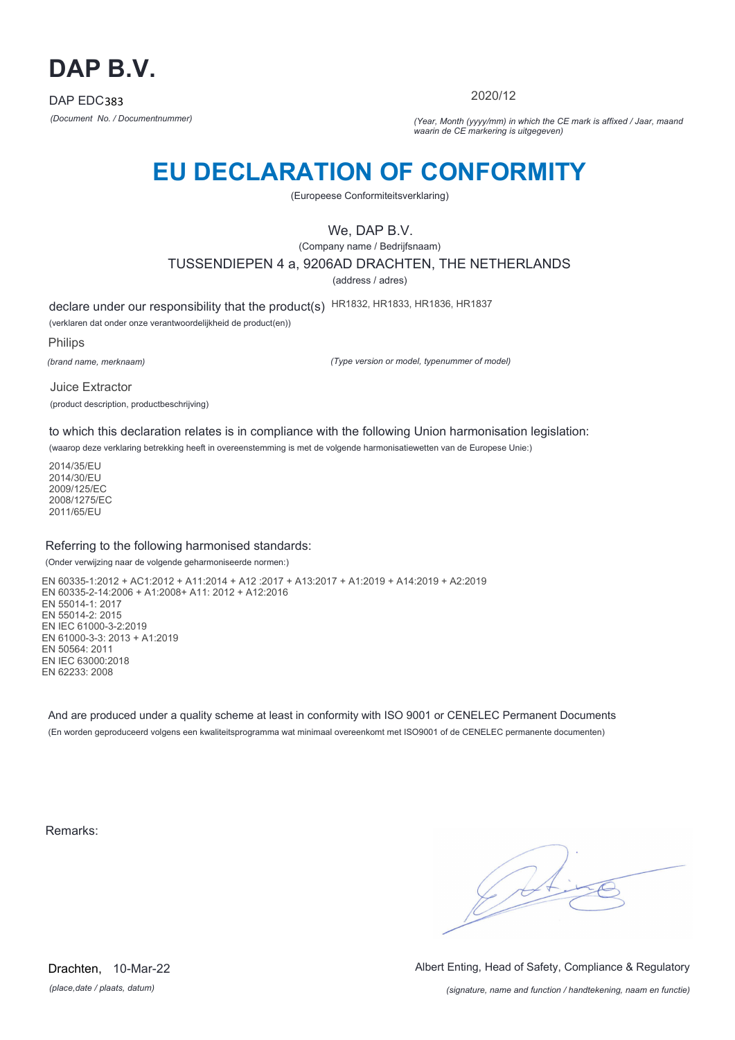# DAP B.V.

DAP EDC383

*(Document No. / Documentnummer)*

2020/12

*(Year, Month (yyyy/mm) in which the CE mark is affixed / Jaar, maand waarin de CE markering is uitgegeven)*

# EU DECLARATION OF CONFORMITY

(Europeese Conformiteitsverklaring)

We, DAP B.V.

(Company name / Bedrijfsnaam)

TUSSENDIEPEN 4 a, 9206AD DRACHTEN, THE NETHERLANDS

(address / adres)

declare under our responsibility that the product(s) HR1832, HR1833, HR1836, HR1837

(verklaren dat onder onze verantwoordelijkheid de product(en))

Philips

*(brand name, merknaam)*

*(Type version or model, typenummer of model)*

Juice Extractor

(product description, productbeschrijving)

to which this declaration relates is in compliance with the following Union harmonisation legislation:

(waarop deze verklaring betrekking heeft in overeenstemming is met de volgende harmonisatiewetten van de Europese Unie:)

2014/35/EU
2014/30/EU
2009/125/EC
2008/1275/EC
2011/65/EU

Referring to the following harmonised standards:

(Onder verwijzing naar de volgende geharmoniseerde normen:)

EN 60335-1:2012 + AC1:2012 + A11:2014 + A12 :2017 + A13:2017 + A1:2019 + A14:2019 + A2:2019
EN 60335-2-14:2006 + A1:2008+ A11: 2012 + A12:2016
EN 55014-1: 2017
EN 55014-2: 2015
EN IEC 61000-3-2:2019
EN 61000-3-3: 2013 + A1:2019
EN 50564: 2011
EN IEC 63000:2018
EN 62233: 2008

And are produced under a quality scheme at least in conformity with ISO 9001 or CENELEC Permanent Documents

(En worden geproduceerd volgens een kwaliteitsprogramma wat minimaal overeenkomt met ISO9001 of de CENELEC permanente documenten)

Remarks:

Drachten, 10-Mar-22

*(place,date / plaats, datum)*

Albert Enting, Head of Safety, Compliance & Regulatory

*(signature, name and function / handtekening, naam en functie)*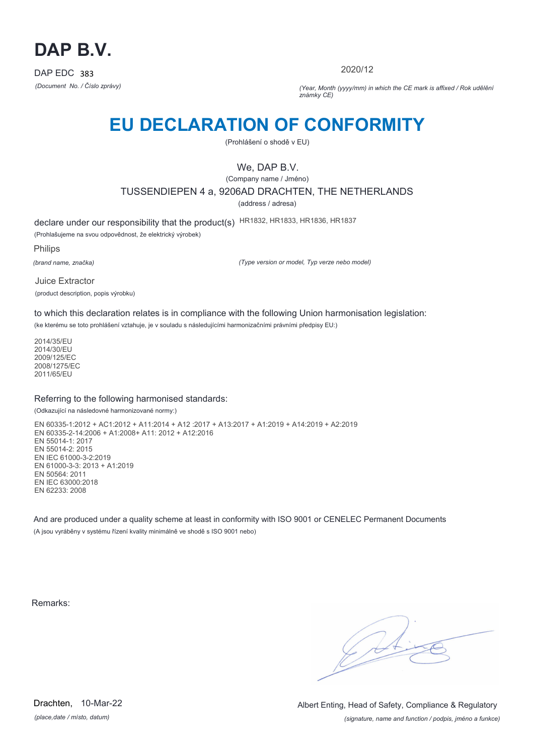# DAP B.V.

DAP EDC 383

*(Document No. / Číslo zprávy)*

2020/12

*(Year, Month (yyyy/mm) in which the CE mark is affixed / Rok udělění známky CE)*

# EU DECLARATION OF CONFORMITY

(Prohlášení o shodě v EU)

We, DAP B.V.

(Company name / Jméno)

TUSSENDIEPEN 4 a, 9206AD DRACHTEN, THE NETHERLANDS

(address / adresa)

declare under our responsibility that the product(s) HR1832, HR1833, HR1836, HR1837

(Prohlašujeme na svou odpovědnost, že elektrický výrobek)

Philips

*(brand name, značka)*

*(Type version or model, Typ verze nebo model)*

Juice Extractor

(product description, popis výrobku)

to which this declaration relates is in compliance with the following Union harmonisation legislation:

(ke kterému se toto prohlášení vztahuje, je v souladu s následujícími harmonizačními právními předpisy EU:)

2014/35/EU
2014/30/EU
2009/125/EC
2008/1275/EC
2011/65/EU

Referring to the following harmonised standards:

(Odkazující na následovné harmonizované normy:)

EN 60335-1:2012 + AC1:2012 + A11:2014 + A12 :2017 + A13:2017 + A1:2019 + A14:2019 + A2:2019
EN 60335-2-14:2006 + A1:2008+ A11: 2012 + A12:2016
EN 55014-1: 2017
EN 55014-2: 2015
EN IEC 61000-3-2:2019
EN 61000-3-3: 2013 + A1:2019
EN 50564: 2011
EN IEC 63000:2018
EN 62233: 2008

And are produced under a quality scheme at least in conformity with ISO 9001 or CENELEC Permanent Documents

(A jsou vyráběny v systému řízení kvality minimálně ve shodě s ISO 9001 nebo)

Remarks:

Drachten, 10-Mar-22

*(place,date / místo, datum)*

Albert Enting, Head of Safety, Compliance & Regulatory

*(signature, name and function / podpis, jméno a funkce)*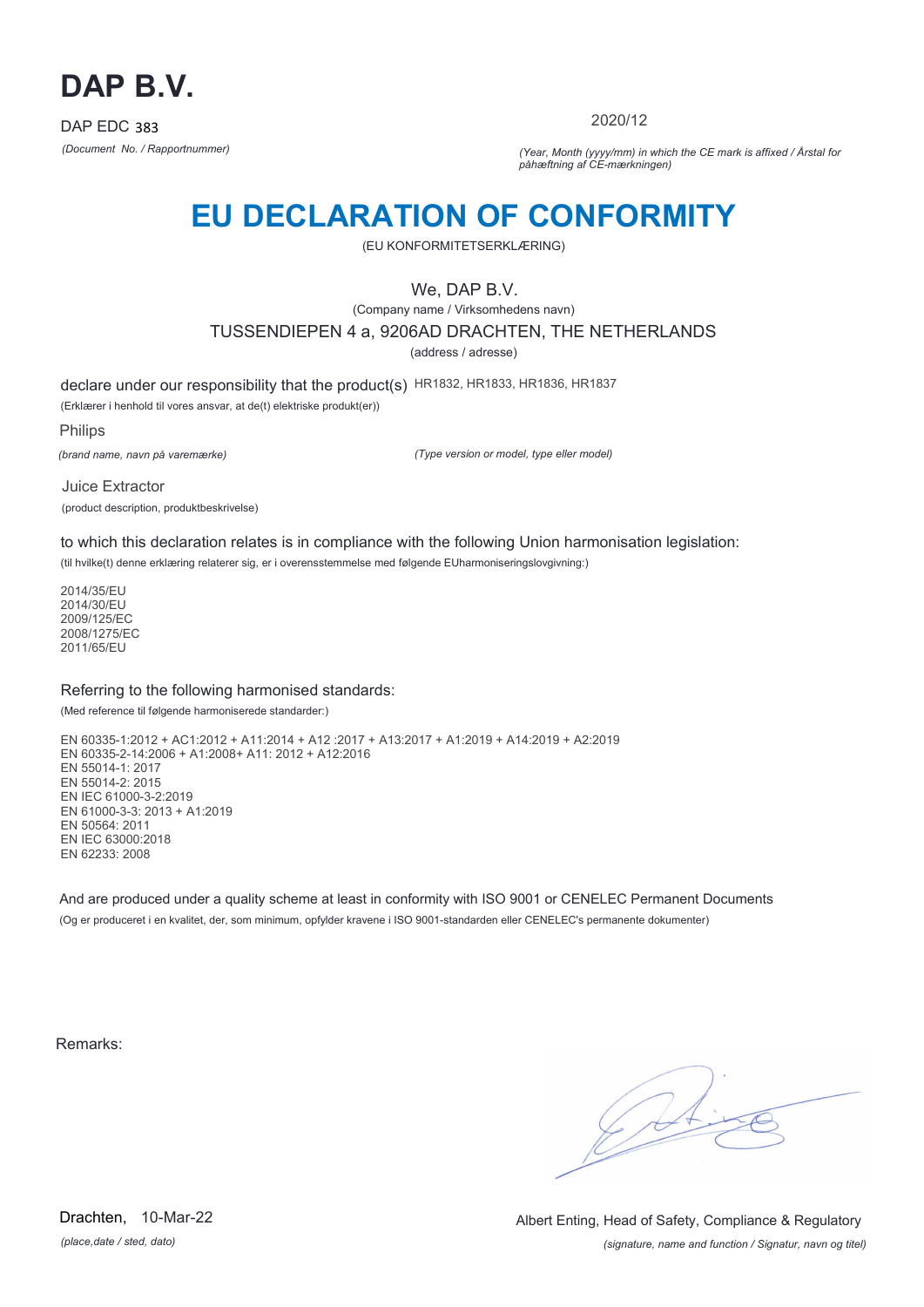# DAP B.V.

DAP EDC 383

*(Document No. / Rapportnummer)*

2020/12

*(Year, Month (yyyy/mm) in which the CE mark is affixed / Årstal for påhæftning af CE-mærkningen)*

# EU DECLARATION OF CONFORMITY

(EU KONFORMITETSERKLÆRING)

We, DAP B.V.

(Company name / Virksomhedens navn)

TUSSENDIEPEN 4 a, 9206AD DRACHTEN, THE NETHERLANDS

(address / adresse)

declare under our responsibility that the product(s) HR1832, HR1833, HR1836, HR1837

(Erklærer i henhold til vores ansvar, at de(t) elektriske produkt(er))

Philips

*(brand name, navn på varemærke)*

*(Type version or model, type eller model)*

Juice Extractor

(product description, produktbeskrivelse)

to which this declaration relates is in compliance with the following Union harmonisation legislation:

(til hvilke(t) denne erklæring relaterer sig, er i overensstemmelse med følgende EUharmoniseringslovgivning:)

2014/35/EU
2014/30/EU
2009/125/EC
2008/1275/EC
2011/65/EU

Referring to the following harmonised standards:

(Med reference til følgende harmoniserede standarder:)

EN 60335-1:2012 + AC1:2012 + A11:2014 + A12 :2017 + A13:2017 + A1:2019 + A14:2019 + A2:2019
EN 60335-2-14:2006 + A1:2008+ A11: 2012 + A12:2016
EN 55014-1: 2017
EN 55014-2: 2015
EN IEC 61000-3-2:2019
EN 61000-3-3: 2013 + A1:2019
EN 50564: 2011
EN IEC 63000:2018
EN 62233: 2008

And are produced under a quality scheme at least in conformity with ISO 9001 or CENELEC Permanent Documents

(Og er produceret i en kvalitet, der, som minimum, opfylder kravene i ISO 9001-standarden eller CENELEC's permanente dokumenter)

Remarks:

Drachten, 10-Mar-22

*(place,date / sted, dato)*

Albert Enting, Head of Safety, Compliance & Regulatory

*(signature, name and function / Signatur, navn og titel)*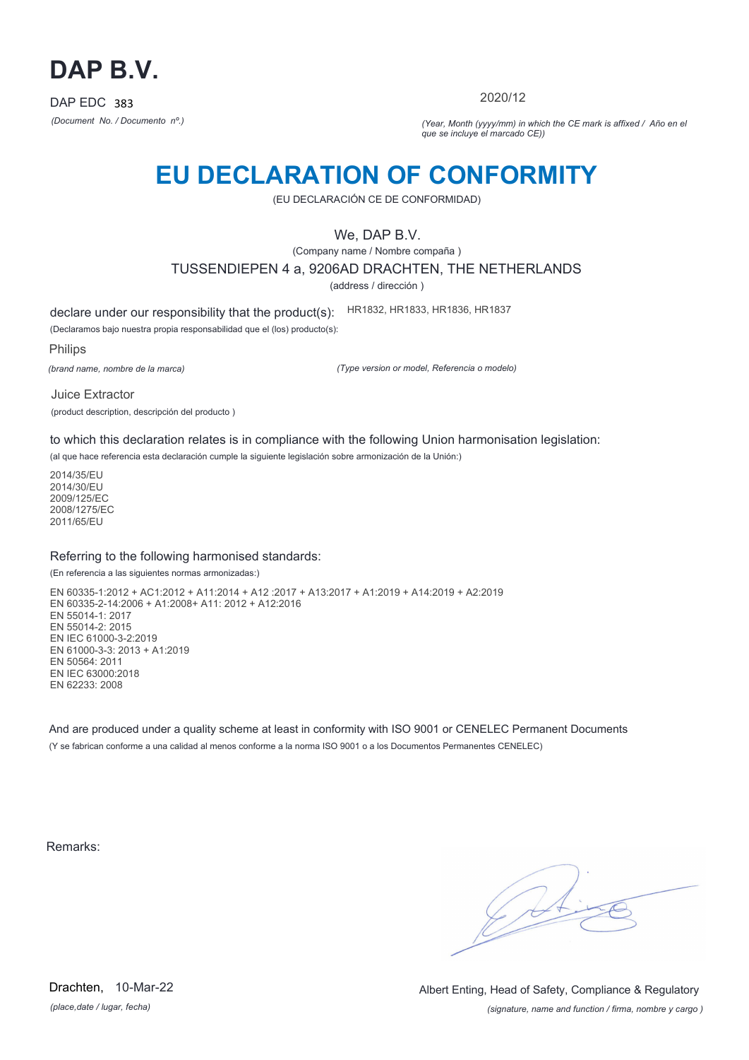# DAP B.V.

DAP EDC 383

*(Document No. / Documento nº.)*

2020/12

*(Year, Month (yyyy/mm) in which the CE mark is affixed / Año en el que se incluye el marcado CE))*

# EU DECLARATION OF CONFORMITY

(EU DECLARACIÓN CE DE CONFORMIDAD)

We, DAP B.V.

(Company name / Nombre compaña )

TUSSENDIEPEN 4 a, 9206AD DRACHTEN, THE NETHERLANDS

(address / dirección )

declare under our responsibility that the product(s): HR1832, HR1833, HR1836, HR1837

(Declaramos bajo nuestra propia responsabilidad que el (los) producto(s):

Philips

*(brand name, nombre de la marca)*

*(Type version or model, Referencia o modelo)*

Juice Extractor

(product description, descripción del producto )

to which this declaration relates is in compliance with the following Union harmonisation legislation:

(al que hace referencia esta declaración cumple la siguiente legislación sobre armonización de la Unión:)

2014/35/EU
2014/30/EU
2009/125/EC
2008/1275/EC
2011/65/EU

Referring to the following harmonised standards:

(En referencia a las siguientes normas armonizadas:)

EN 60335-1:2012 + AC1:2012 + A11:2014 + A12 :2017 + A13:2017 + A1:2019 + A14:2019 + A2:2019
EN 60335-2-14:2006 + A1:2008+ A11: 2012 + A12:2016
EN 55014-1: 2017
EN 55014-2: 2015
EN IEC 61000-3-2:2019
EN 61000-3-3: 2013 + A1:2019
EN 50564: 2011
EN IEC 63000:2018
EN 62233: 2008

And are produced under a quality scheme at least in conformity with ISO 9001 or CENELEC Permanent Documents

(Y se fabrican conforme a una calidad al menos conforme a la norma ISO 9001 o a los Documentos Permanentes CENELEC)

Remarks:

Drachten, 10-Mar-22

*(place,date / lugar, fecha)*

Albert Enting, Head of Safety, Compliance & Regulatory

*(signature, name and function / firma, nombre y cargo )*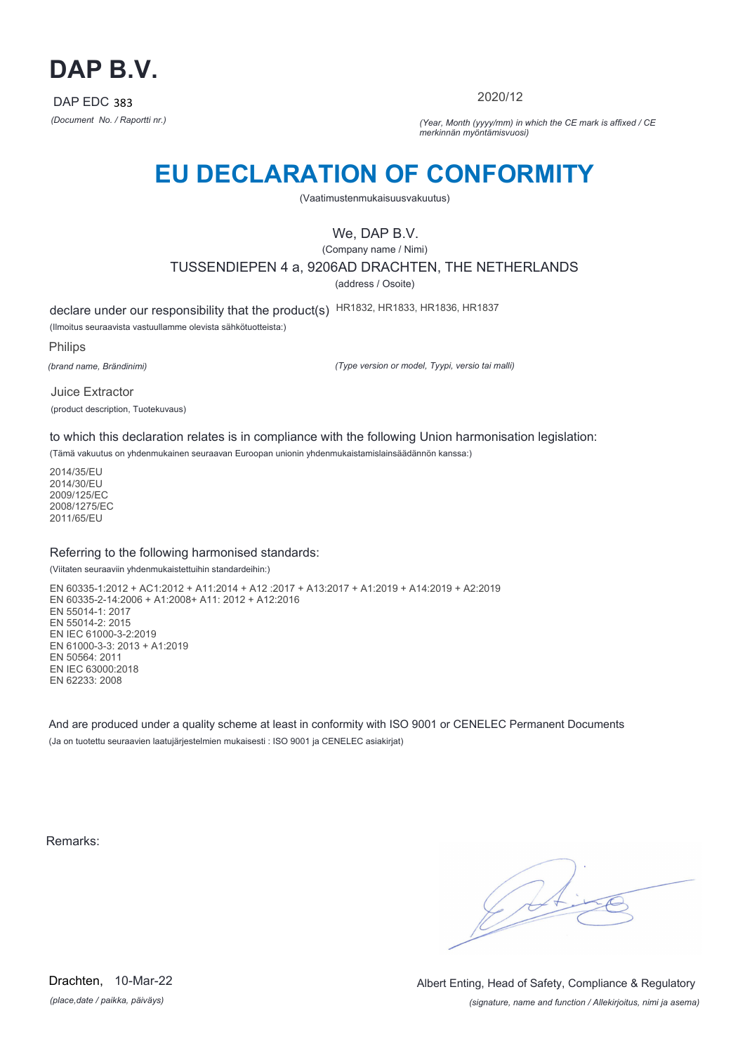# DAP B.V.

DAP EDC 383

*(Document No. / Raportti nr.)*

2020/12

*(Year, Month (yyyy/mm) in which the CE mark is affixed / CE merkinnän myöntämisvuosi)*

# EU DECLARATION OF CONFORMITY

(Vaatimustenmukaisuusvakuutus)

We, DAP B.V.

(Company name / Nimi)

TUSSENDIEPEN 4 a, 9206AD DRACHTEN, THE NETHERLANDS

(address / Osoite)

declare under our responsibility that the product(s) HR1832, HR1833, HR1836, HR1837

(Ilmoitus seuraavista vastuullamme olevista sähkötuotteista:)

Philips

*(brand name, Brändinimi)*

*(Type version or model, Tyypi, versio tai malli)*

Juice Extractor

(product description, Tuotekuvaus)

to which this declaration relates is in compliance with the following Union harmonisation legislation:

(Tämä vakuutus on yhdenmukainen seuraavan Euroopan unionin yhdenmukaistamislainsäädännön kanssa:)

2014/35/EU
2014/30/EU
2009/125/EC
2008/1275/EC
2011/65/EU

Referring to the following harmonised standards:

(Viitaten seuraaviin yhdenmukaistettuihin standardeihin:)

EN 60335-1:2012 + AC1:2012 + A11:2014 + A12 :2017 + A13:2017 + A1:2019 + A14:2019 + A2:2019
EN 60335-2-14:2006 + A1:2008+ A11: 2012 + A12:2016
EN 55014-1: 2017
EN 55014-2: 2015
EN IEC 61000-3-2:2019
EN 61000-3-3: 2013 + A1:2019
EN 50564: 2011
EN IEC 63000:2018
EN 62233: 2008

And are produced under a quality scheme at least in conformity with ISO 9001 or CENELEC Permanent Documents

(Ja on tuotettu seuraavien laatujärjestelmien mukaisesti : ISO 9001 ja CENELEC asiakirjat)

Remarks:

Drachten, 10-Mar-22

*(place,date / paikka, päiväys)*

Albert Enting, Head of Safety, Compliance & Regulatory

*(signature, name and function / Allekirjoitus, nimi ja asema)*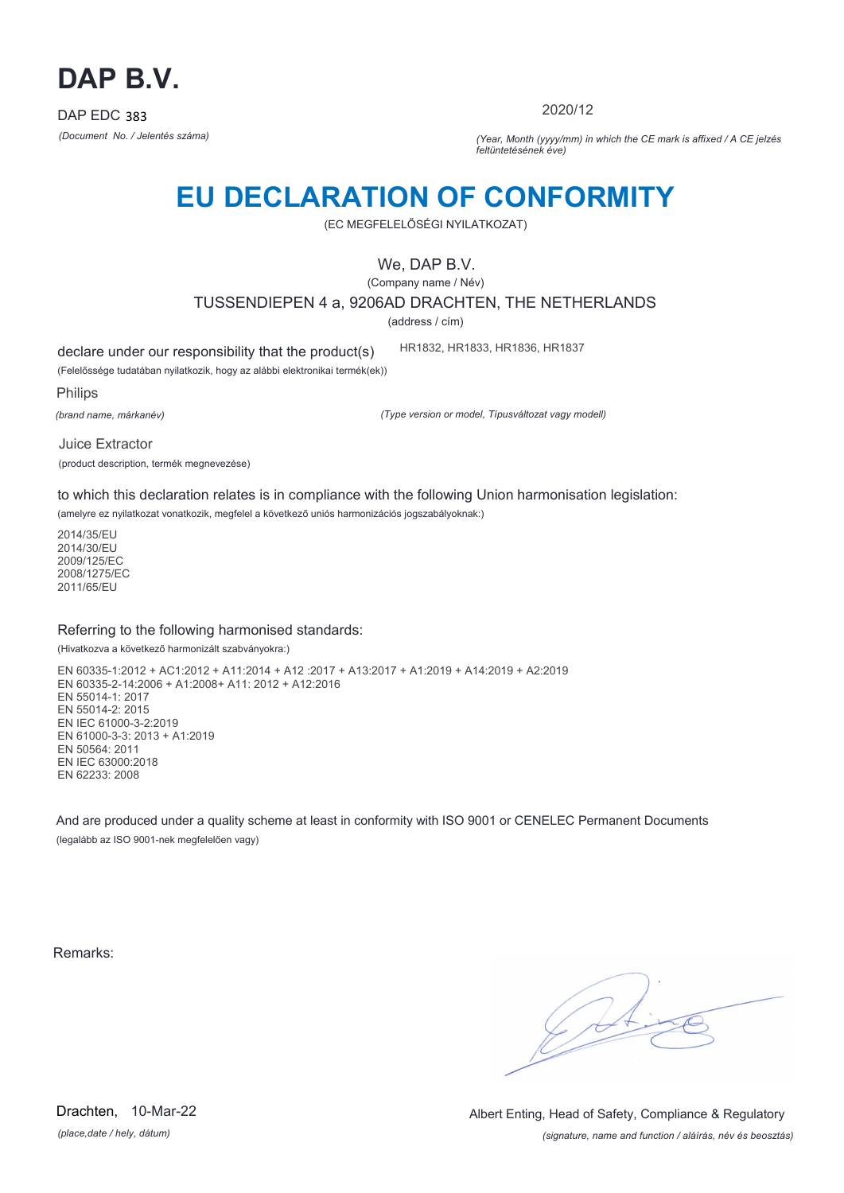# DAP B.V.

DAP EDC 383

*(Document No. / Jelentés száma)*

2020/12

*(Year, Month (yyyy/mm) in which the CE mark is affixed / A CE jelzés feltüntetésének éve)*

# EU DECLARATION OF CONFORMITY

(EC MEGFELELŐSÉGI NYILATKOZAT)

We, DAP B.V.

(Company name / Név)

TUSSENDIEPEN 4 a, 9206AD DRACHTEN, THE NETHERLANDS

(address / cím)

declare under our responsibility that the product(s) HR1832, HR1833, HR1836, HR1837

(Felelőssége tudatában nyilatkozik, hogy az alábbi elektronikai termék(ek))

Philips

*(brand name, márkanév)*

*(Type version or model, Típusváltozat vagy modell)*

Juice Extractor

(product description, termék megnevezése)

to which this declaration relates is in compliance with the following Union harmonisation legislation:

(amelyre ez nyilatkozat vonatkozik, megfelel a következő uniós harmonizációs jogszabályoknak:)

2014/35/EU
2014/30/EU
2009/125/EC
2008/1275/EC
2011/65/EU

Referring to the following harmonised standards:

(Hivatkozva a következő harmonizált szabványokra:)

EN 60335-1:2012 + AC1:2012 + A11:2014 + A12 :2017 + A13:2017 + A1:2019 + A14:2019 + A2:2019
EN 60335-2-14:2006 + A1:2008+ A11: 2012 + A12:2016
EN 55014-1: 2017
EN 55014-2: 2015
EN IEC 61000-3-2:2019
EN 61000-3-3: 2013 + A1:2019
EN 50564: 2011
EN IEC 63000:2018
EN 62233: 2008

And are produced under a quality scheme at least in conformity with ISO 9001 or CENELEC Permanent Documents

(legalább az ISO 9001-nek megfelelően vagy)

Remarks:

Drachten, 10-Mar-22

*(place,date / hely, dátum)*

Albert Enting, Head of Safety, Compliance & Regulatory

*(signature, name and function / aláírás, név és beosztás)*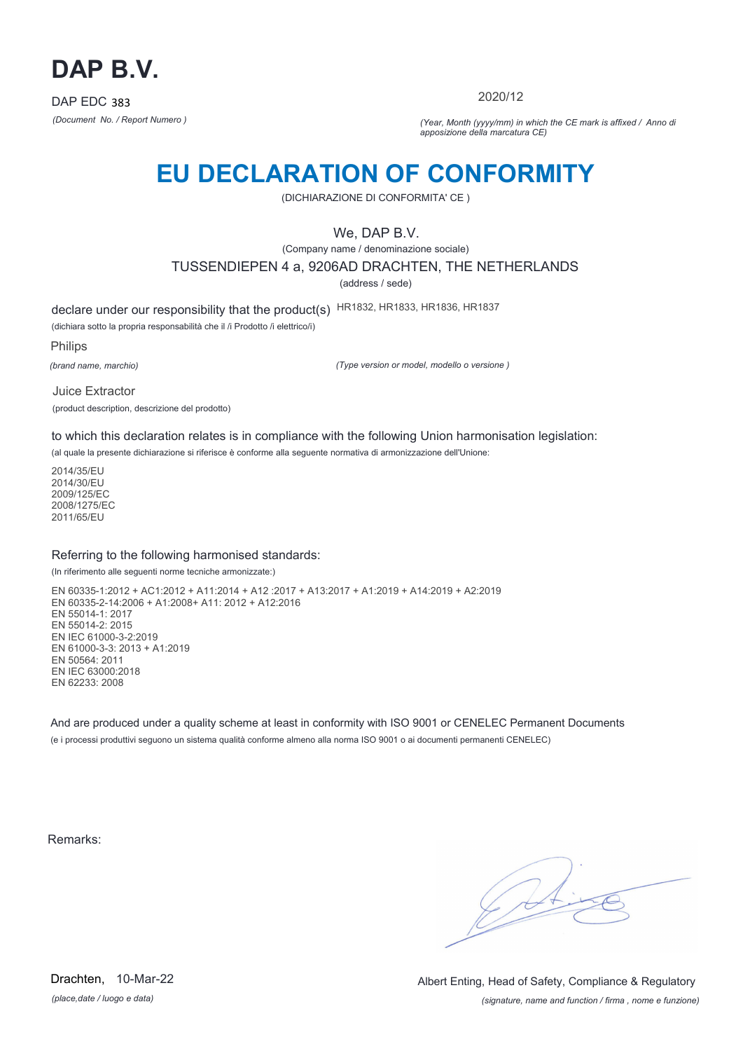# DAP B.V.

DAP EDC 383

*(Document No. / Report Numero )*

2020/12

*(Year, Month (yyyy/mm) in which the CE mark is affixed / Anno di apposizione della marcatura CE)*

# EU DECLARATION OF CONFORMITY

(DICHIARAZIONE DI CONFORMITA' CE )

We, DAP B.V.

(Company name / denominazione sociale)

TUSSENDIEPEN 4 a, 9206AD DRACHTEN, THE NETHERLANDS

(address / sede)

declare under our responsibility that the product(s) HR1832, HR1833, HR1836, HR1837

(dichiara sotto la propria responsabilità che il /i Prodotto /i elettrico/i)

Philips

*(brand name, marchio)*

*(Type version or model, modello o versione )*

Juice Extractor

(product description, descrizione del prodotto)

to which this declaration relates is in compliance with the following Union harmonisation legislation:

(al quale la presente dichiarazione si riferisce è conforme alla seguente normativa di armonizzazione dell'Unione:

2014/35/EU
2014/30/EU
2009/125/EC
2008/1275/EC
2011/65/EU

Referring to the following harmonised standards:

(In riferimento alle seguenti norme tecniche armonizzate:)

EN 60335-1:2012 + AC1:2012 + A11:2014 + A12 :2017 + A13:2017 + A1:2019 + A14:2019 + A2:2019
EN 60335-2-14:2006 + A1:2008+ A11: 2012 + A12:2016
EN 55014-1: 2017
EN 55014-2: 2015
EN IEC 61000-3-2:2019
EN 61000-3-3: 2013 + A1:2019
EN 50564: 2011
EN IEC 63000:2018
EN 62233: 2008

And are produced under a quality scheme at least in conformity with ISO 9001 or CENELEC Permanent Documents

(e i processi produttivi seguono un sistema qualità conforme almeno alla norma ISO 9001 o ai documenti permanenti CENELEC)

Remarks:

Drachten, 10-Mar-22

*(place,date / luogo e data)*

Albert Enting, Head of Safety, Compliance & Regulatory

*(signature, name and function / firma , nome e funzione)*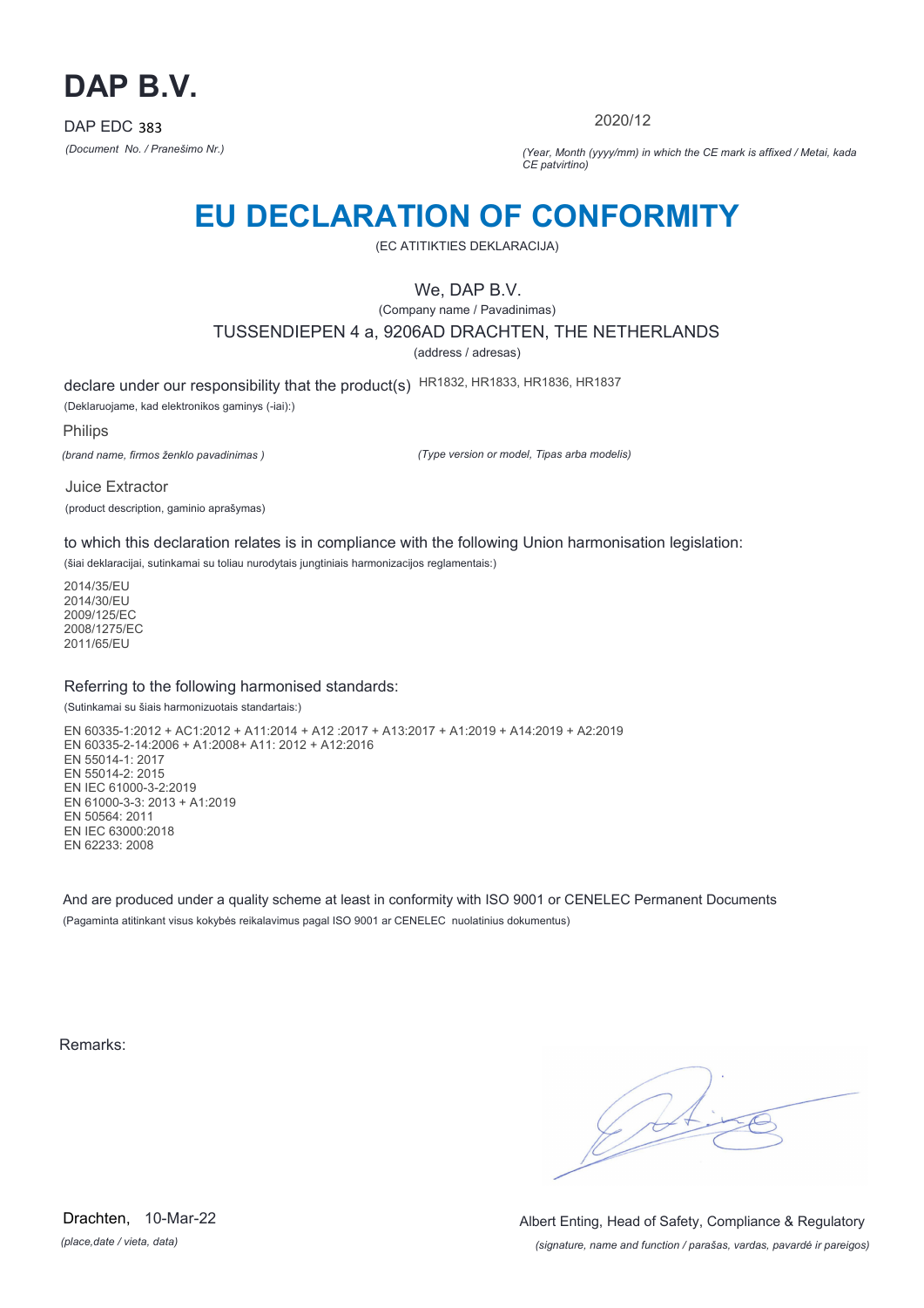# DAP B.V.

DAP EDC 383

*(Document No. / Pranešimo Nr.)*

2020/12

*(Year, Month (yyyy/mm) in which the CE mark is affixed / Metai, kada CE patvirtino)*

## EU DECLARATION OF CONFORMITY

(EC ATITIKTIES DEKLARACIJA)

We, DAP B.V.

(Company name / Pavadinimas)

TUSSENDIEPEN 4 a, 9206AD DRACHTEN, THE NETHERLANDS

(address / adresas)

declare under our responsibility that the product(s) HR1832, HR1833, HR1836, HR1837

(Deklaruojame, kad elektronikos gaminys (-iai):)

Philips

*(brand name, firmos ženklo pavadinimas )*

*(Type version or model, Tipas arba modelis)*

Juice Extractor

(product description, gaminio aprašymas)

to which this declaration relates is in compliance with the following Union harmonisation legislation:

(šiai deklaracijai, sutinkamai su toliau nurodytais jungtiniais harmonizacijos reglamentais:)

2014/35/EU
2014/30/EU
2009/125/EC
2008/1275/EC
2011/65/EU

Referring to the following harmonised standards:

(Sutinkamai su šiais harmonizuotais standartais:)

EN 60335-1:2012 + AC1:2012 + A11:2014 + A12 :2017 + A13:2017 + A1:2019 + A14:2019 + A2:2019
EN 60335-2-14:2006 + A1:2008+ A11: 2012 + A12:2016
EN 55014-1: 2017
EN 55014-2: 2015
EN IEC 61000-3-2:2019
EN 61000-3-3: 2013 + A1:2019
EN 50564: 2011
EN IEC 63000:2018
EN 62233: 2008

And are produced under a quality scheme at least in conformity with ISO 9001 or CENELEC Permanent Documents

(Pagaminta atitinkant visus kokybės reikalavimus pagal ISO 9001 ar CENELEC nuolatinius dokumentus)

Remarks:

Drachten, 10-Mar-22

*(place,date / vieta, data)*

Albert Enting, Head of Safety, Compliance & Regulatory

*(signature, name and function / parašas, vardas, pavardė ir pareigos)*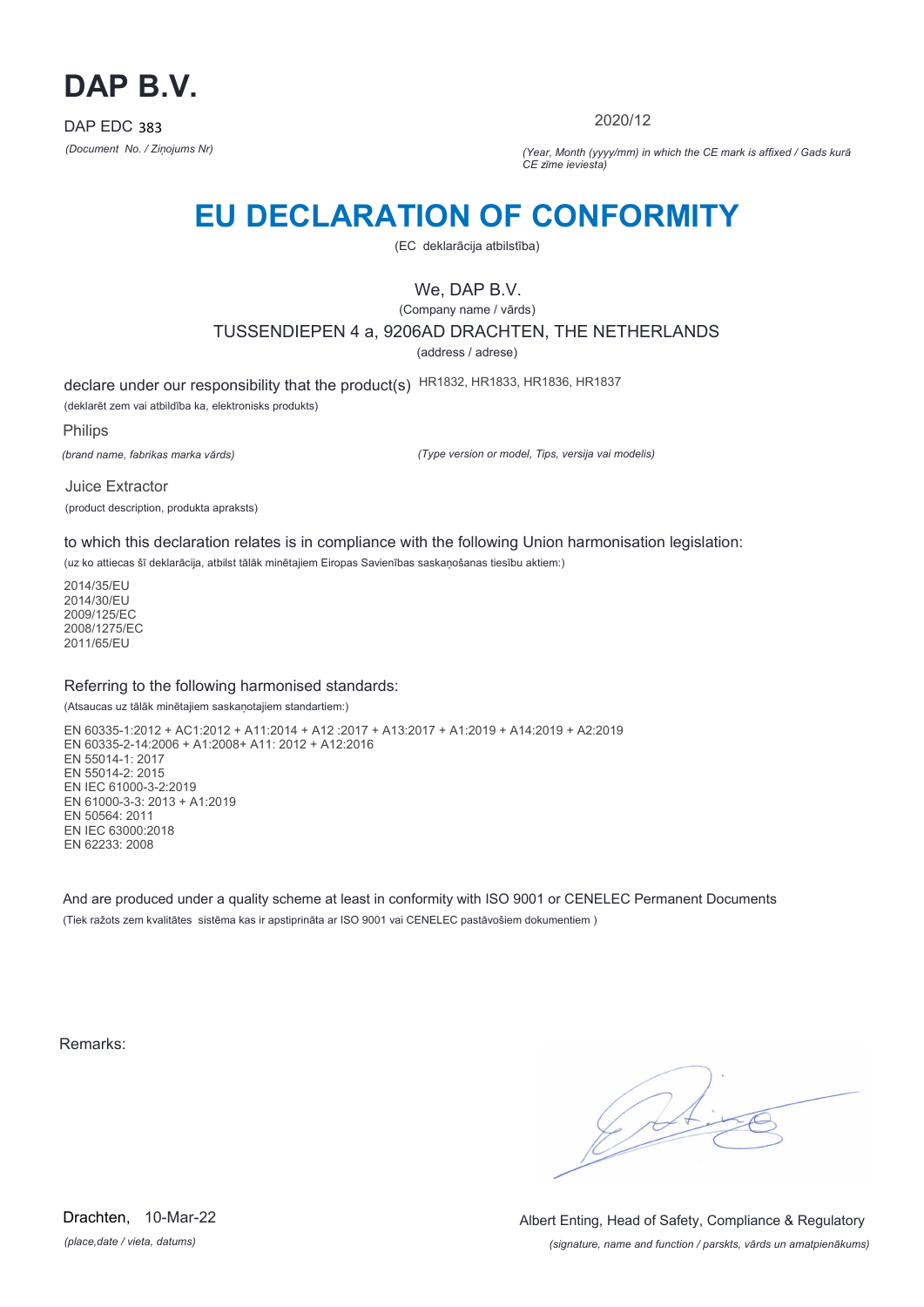# DAP B.V.

DAP EDC 383

*(Document No. / Ziņojums Nr)*

2020/12

*(Year, Month (yyyy/mm) in which the CE mark is affixed / Gads kurā CE zīme ieviesta)*

# EU DECLARATION OF CONFORMITY

(EC deklarācija atbilstība)

We, DAP B.V.

(Company name / vārds)

TUSSENDIEPEN 4 a, 9206AD DRACHTEN, THE NETHERLANDS

(address / adrese)

declare under our responsibility that the product(s) HR1832, HR1833, HR1836, HR1837

(deklarēt zem vai atbildība ka, elektronisks produkts)

Philips

*(brand name, fabrikas marka vārds)*

*(Type version or model, Tips, versija vai modelis)*

Juice Extractor

(product description, produkta apraksts)

to which this declaration relates is in compliance with the following Union harmonisation legislation:

(uz ko attiecas šī deklarācija, atbilst tālāk minētajiem Eiropas Savienības saskaņošanas tiesību aktiem:)

2014/35/EU
2014/30/EU
2009/125/EC
2008/1275/EC
2011/65/EU

Referring to the following harmonised standards:

(Atsaucas uz tālāk minētajiem saskaņotajiem standartiem:)

EN 60335-1:2012 + AC1:2012 + A11:2014 + A12 :2017 + A13:2017 + A1:2019 + A14:2019 + A2:2019
EN 60335-2-14:2006 + A1:2008+ A11: 2012 + A12:2016
EN 55014-1: 2017
EN 55014-2: 2015
EN IEC 61000-3-2:2019
EN 61000-3-3: 2013 + A1:2019
EN 50564: 2011
EN IEC 63000:2018
EN 62233: 2008

And are produced under a quality scheme at least in conformity with ISO 9001 or CENELEC Permanent Documents

(Tiek ražots zem kvalitātes sistēma kas ir apstiprināta ar ISO 9001 vai CENELEC pastāvošiem dokumentiem )

Remarks:

Drachten, 10-Mar-22

*(place,date / vieta, datums)*

Albert Enting, Head of Safety, Compliance & Regulatory

*(signature, name and function / parskts, vārds un amatpienākums)*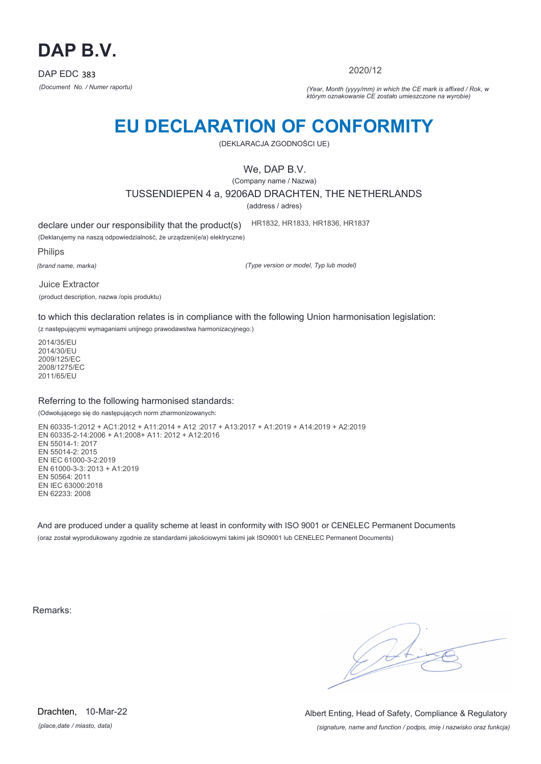# DAP B.V.

DAP EDC 383

*(Document No. / Numer raportu)*

2020/12

*(Year, Month (yyyy/mm) in which the CE mark is affixed / Rok, w którym oznakowanie CE zostało umieszczone na wyrobie)*

# EU DECLARATION OF CONFORMITY

(DEKLARACJA ZGODNOŚCI UE)

We, DAP B.V.

(Company name / Nazwa)

TUSSENDIEPEN 4 a, 9206AD DRACHTEN, THE NETHERLANDS

(address / adres)

declare under our responsibility that the product(s) HR1832, HR1833, HR1836, HR1837

(Deklarujemy na naszą odpowiedzialność, że urządzeni(e/a) elektryczne)

Philips

*(brand name, marka)* *(Type version or model, Typ lub model)*

Juice Extractor

(product description, nazwa /opis produktu)

to which this declaration relates is in compliance with the following Union harmonisation legislation:

(z następującymi wymaganiami unijnego prawodawstwa harmonizacyjnego:)

2014/35/EU
2014/30/EU
2009/125/EC
2008/1275/EC
2011/65/EU

Referring to the following harmonised standards:

(Odwołującego się do następujących norm zharmonizowanych:

EN 60335-1:2012 + AC1:2012 + A11:2014 + A12 :2017 + A13:2017 + A1:2019 + A14:2019 + A2:2019
EN 60335-2-14:2006 + A1:2008+ A11: 2012 + A12:2016
EN 55014-1: 2017
EN 55014-2: 2015
EN IEC 61000-3-2:2019
EN 61000-3-3: 2013 + A1:2019
EN 50564: 2011
EN IEC 63000:2018
EN 62233: 2008

And are produced under a quality scheme at least in conformity with ISO 9001 or CENELEC Permanent Documents

(oraz został wyprodukowany zgodnie ze standardami jakościowymi takimi jak ISO9001 lub CENELEC Permanent Documents)

Remarks:

Drachten, 10-Mar-22

*(place,date / miasto, data)*

Albert Enting, Head of Safety, Compliance & Regulatory

*(signature, name and function / podpis, imię i nazwisko oraz funkcja)*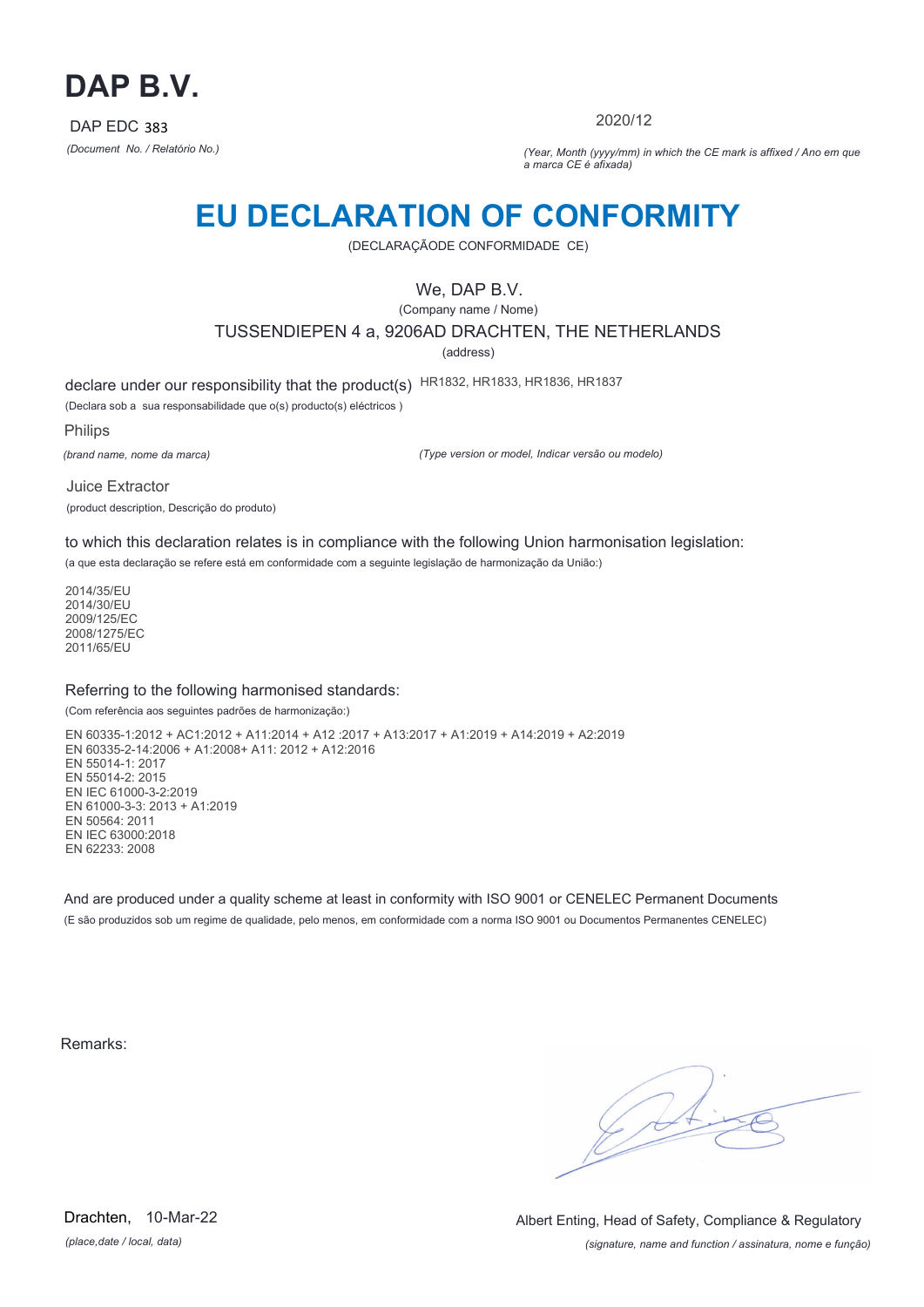# DAP B.V.

DAP EDC 383

*(Document No. / Relatório No.)*

2020/12

*(Year, Month (yyyy/mm) in which the CE mark is affixed / Ano em que a marca CE é afixada)*

# EU DECLARATION OF CONFORMITY

(DECLARAÇÃODE CONFORMIDADE CE)

We, DAP B.V.

(Company name / Nome)

TUSSENDIEPEN 4 a, 9206AD DRACHTEN, THE NETHERLANDS

(address)

declare under our responsibility that the product(s) HR1832, HR1833, HR1836, HR1837

(Declara sob a sua responsabilidade que o(s) producto(s) eléctricos )

Philips

*(brand name, nome da marca)*

*(Type version or model, Indicar versão ou modelo)*

Juice Extractor

(product description, Descrição do produto)

to which this declaration relates is in compliance with the following Union harmonisation legislation:

(a que esta declaração se refere está em conformidade com a seguinte legislação de harmonização da União:)

2014/35/EU
2014/30/EU
2009/125/EC
2008/1275/EC
2011/65/EU

Referring to the following harmonised standards:

(Com referência aos seguintes padrões de harmonização:)

EN 60335-1:2012 + AC1:2012 + A11:2014 + A12 :2017 + A13:2017 + A1:2019 + A14:2019 + A2:2019
EN 60335-2-14:2006 + A1:2008+ A11: 2012 + A12:2016
EN 55014-1: 2017
EN 55014-2: 2015
EN IEC 61000-3-2:2019
EN 61000-3-3: 2013 + A1:2019
EN 50564: 2011
EN IEC 63000:2018
EN 62233: 2008

And are produced under a quality scheme at least in conformity with ISO 9001 or CENELEC Permanent Documents

(E são produzidos sob um regime de qualidade, pelo menos, em conformidade com a norma ISO 9001 ou Documentos Permanentes CENELEC)

Remarks:

Drachten, 10-Mar-22

*(place,date / local, data)*

Albert Enting, Head of Safety, Compliance & Regulatory

*(signature, name and function / assinatura, nome e função)*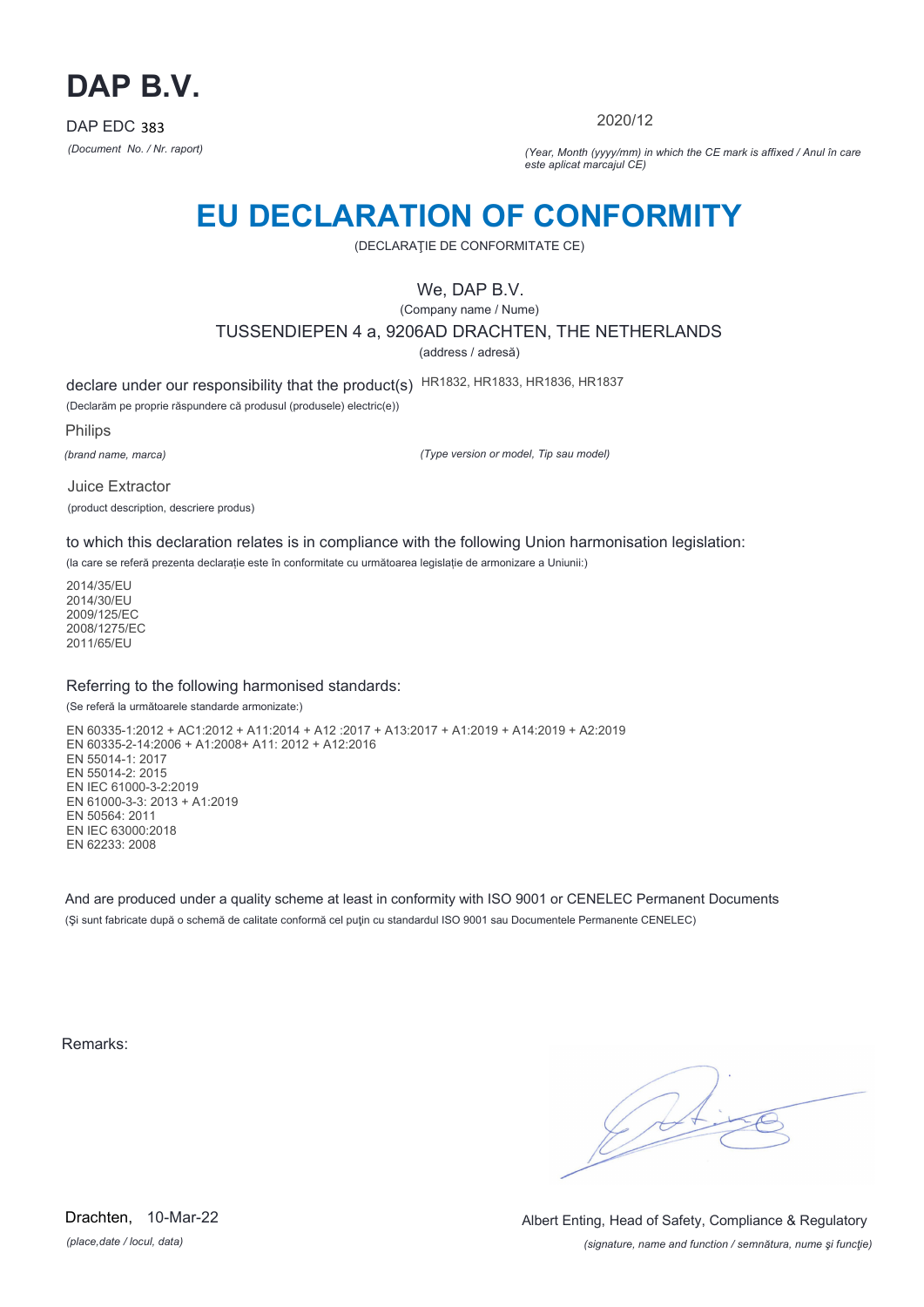# DAP B.V.

DAP EDC 383

*(Document No. / Nr. raport)*

2020/12

*(Year, Month (yyyy/mm) in which the CE mark is affixed / Anul în care este aplicat marcajul CE)*

# EU DECLARATION OF CONFORMITY

(DECLARAŢIE DE CONFORMITATE CE)

We, DAP B.V.

(Company name / Nume)

TUSSENDIEPEN 4 a, 9206AD DRACHTEN, THE NETHERLANDS

(address / adresă)

declare under our responsibility that the product(s) HR1832, HR1833, HR1836, HR1837

(Declarăm pe proprie răspundere că produsul (produsele) electric(e))

Philips

*(brand name, marca)*

*(Type version or model, Tip sau model)*

Juice Extractor

(product description, descriere produs)

to which this declaration relates is in compliance with the following Union harmonisation legislation:

(la care se referă prezenta declaraţie este în conformitate cu următoarea legislaţie de armonizare a Uniunii:)

2014/35/EU
2014/30/EU
2009/125/EC
2008/1275/EC
2011/65/EU

Referring to the following harmonised standards:

(Se referă la următoarele standarde armonizate:)

EN 60335-1:2012 + AC1:2012 + A11:2014 + A12 :2017 + A13:2017 + A1:2019 + A14:2019 + A2:2019
EN 60335-2-14:2006 + A1:2008+ A11: 2012 + A12:2016
EN 55014-1: 2017
EN 55014-2: 2015
EN IEC 61000-3-2:2019
EN 61000-3-3: 2013 + A1:2019
EN 50564: 2011
EN IEC 63000:2018
EN 62233: 2008

And are produced under a quality scheme at least in conformity with ISO 9001 or CENELEC Permanent Documents

(Şi sunt fabricate după o schemă de calitate conformă cel puţin cu standardul ISO 9001 sau Documentele Permanente CENELEC)

Remarks:

Drachten, 10-Mar-22

*(place,date / locul, data)*

Albert Enting, Head of Safety, Compliance & Regulatory

*(signature, name and function / semnătura, nume şi funcţie)*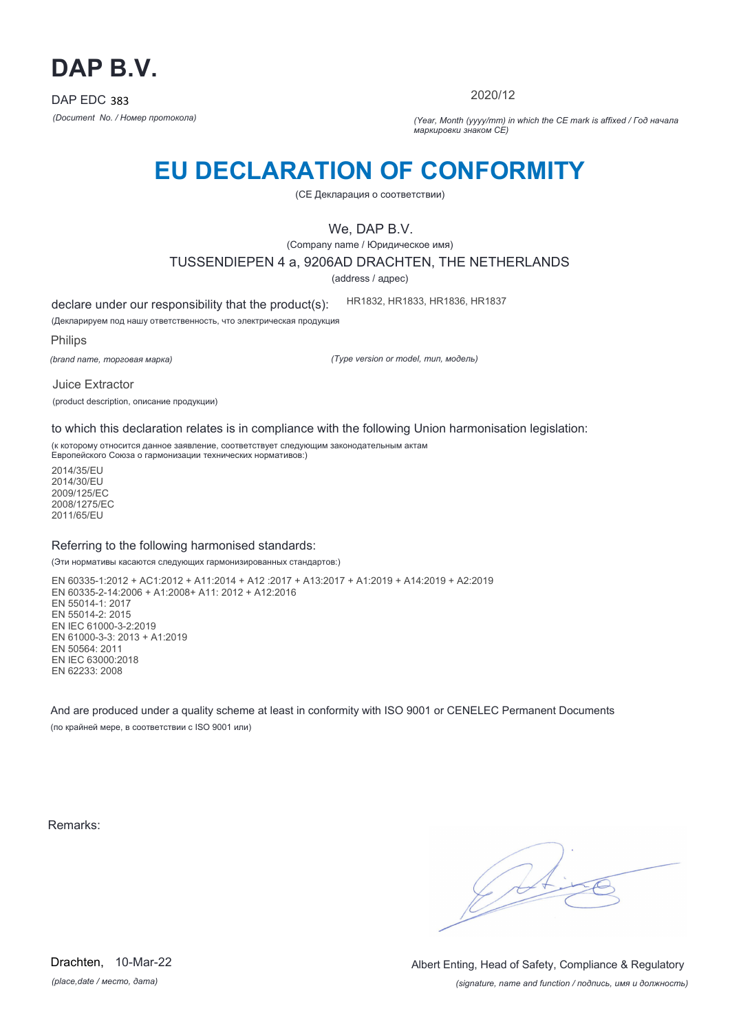# DAP B.V.

DAP EDC 383

*(Document No. / Номер протокола)*

2020/12

*(Year, Month (yyyy/mm) in which the CE mark is affixed / Год начала маркировки знаком CE)*

# EU DECLARATION OF CONFORMITY

(CE Декларация о соответствии)

We, DAP B.V.

(Company name / Юридическое имя)

TUSSENDIEPEN 4 a, 9206AD DRACHTEN, THE NETHERLANDS

(address / адрес)

declare under our responsibility that the product(s): HR1832, HR1833, HR1836, HR1837

(Декларируем под нашу ответственность, что электрическая продукция

Philips

*(brand name, торговая марка)*

*(Type version or model, тип, модель)*

Juice Extractor

(product description, описание продукции)

to which this declaration relates is in compliance with the following Union harmonisation legislation:

(к которому относится данное заявление, соответствует следующим законодательным актам Европейского Союза о гармонизации технических нормативов:)

2014/35/EU
2014/30/EU
2009/125/EC
2008/1275/EC
2011/65/EU

Referring to the following harmonised standards:

(Эти нормативы касаются следующих гармонизированных стандартов:)

EN 60335-1:2012 + AC1:2012 + A11:2014 + A12 :2017 + A13:2017 + A1:2019 + A14:2019 + A2:2019
EN 60335-2-14:2006 + A1:2008+ A11: 2012 + A12:2016
EN 55014-1: 2017
EN 55014-2: 2015
EN IEC 61000-3-2:2019
EN 61000-3-3: 2013 + A1:2019
EN 50564: 2011
EN IEC 63000:2018
EN 62233: 2008

And are produced under a quality scheme at least in conformity with ISO 9001 or CENELEC Permanent Documents

(по крайней мере, в соответствии с ISO 9001 или)

Remarks:

Drachten, 10-Mar-22

*(place,date / место, дата)*

Albert Enting, Head of Safety, Compliance & Regulatory

*(signature, name and function / подпись, имя и должность)*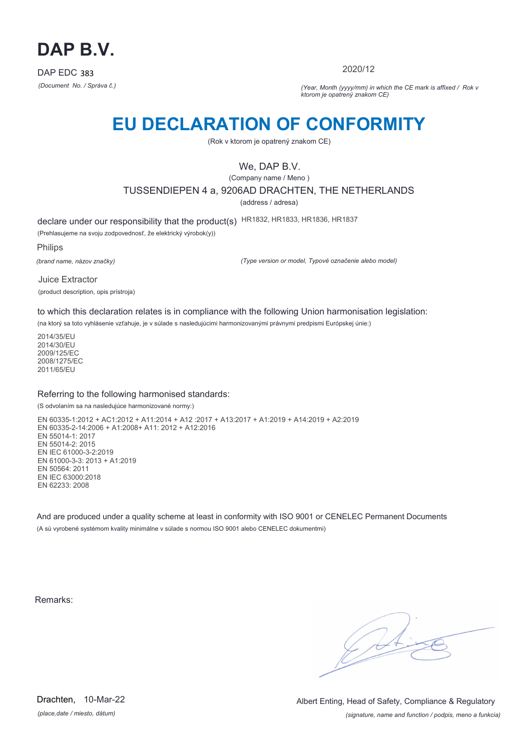# DAP B.V.

DAP EDC 383

*(Document No. / Správa č.)*

2020/12

*(Year, Month (yyyy/mm) in which the CE mark is affixed / Rok v ktorom je opatrený znakom CE)*

# EU DECLARATION OF CONFORMITY

(Rok v ktorom je opatrený znakom CE)

We, DAP B.V.

(Company name / Meno )

TUSSENDIEPEN 4 a, 9206AD DRACHTEN, THE NETHERLANDS

(address / adresa)

declare under our responsibility that the product(s) HR1832, HR1833, HR1836, HR1837

(Prehlasujeme na svoju zodpovednosť, že elektrický výrobok(y))

Philips

*(brand name, názov značky)*

*(Type version or model, Typové označenie alebo model)*

Juice Extractor

(product description, opis prístroja)

to which this declaration relates is in compliance with the following Union harmonisation legislation:

(na ktorý sa toto vyhlásenie vzťahuje, je v súlade s nasledujúcimi harmonizovanými právnymi predpismi Európskej únie:)

2014/35/EU
2014/30/EU
2009/125/EC
2008/1275/EC
2011/65/EU

Referring to the following harmonised standards:

(S odvolaním sa na nasledujúce harmonizované normy:)

EN 60335-1:2012 + AC1:2012 + A11:2014 + A12 :2017 + A13:2017 + A1:2019 + A14:2019 + A2:2019
EN 60335-2-14:2006 + A1:2008+ A11: 2012 + A12:2016
EN 55014-1: 2017
EN 55014-2: 2015
EN IEC 61000-3-2:2019
EN 61000-3-3: 2013 + A1:2019
EN 50564: 2011
EN IEC 63000:2018
EN 62233: 2008

And are produced under a quality scheme at least in conformity with ISO 9001 or CENELEC Permanent Documents

(A sú vyrobené systémom kvality minimálne v súlade s normou ISO 9001 alebo CENELEC dokumentmi)

Remarks:

Drachten, 10-Mar-22

*(place,date / miesto, dátum)*

Albert Enting, Head of Safety, Compliance & Regulatory

*(signature, name and function / podpis, meno a funkcia)*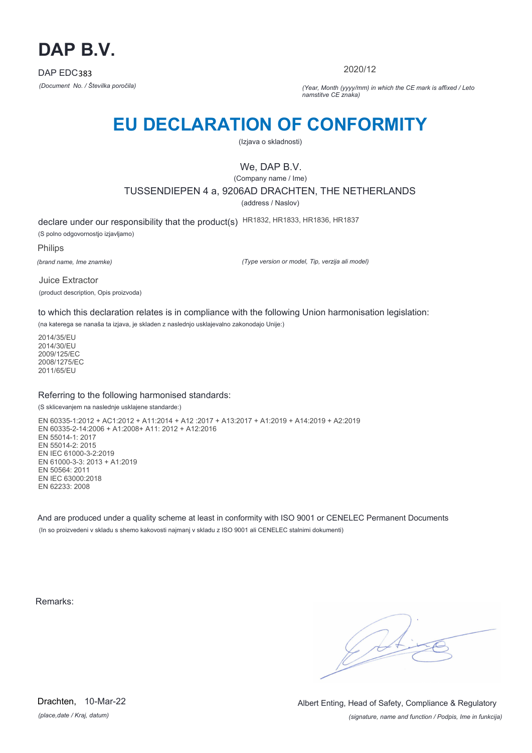# DAP B.V.

DAP EDC383

*(Document No. / Številka poročila)*

2020/12

*(Year, Month (yyyy/mm) in which the CE mark is affixed / Leto namstitve CE znaka)*

# EU DECLARATION OF CONFORMITY

(Izjava o skladnosti)

We, DAP B.V.

(Company name / Ime)

TUSSENDIEPEN 4 a, 9206AD DRACHTEN, THE NETHERLANDS

(address / Naslov)

declare under our responsibility that the product(s) HR1832, HR1833, HR1836, HR1837

(S polno odgovornostjo izjavljamo)

Philips

*(brand name, Ime znamke)*

*(Type version or model, Tip, verzija ali model)*

Juice Extractor

(product description, Opis proizvoda)

to which this declaration relates is in compliance with the following Union harmonisation legislation:

(na katerega se nanaša ta izjava, je skladen z naslednjo usklajevalno zakonodajo Unije:)

2014/35/EU
2014/30/EU
2009/125/EC
2008/1275/EC
2011/65/EU

Referring to the following harmonised standards:

(S sklicevanjem na naslednje usklajene standarde:)

EN 60335-1:2012 + AC1:2012 + A11:2014 + A12 :2017 + A13:2017 + A1:2019 + A14:2019 + A2:2019
EN 60335-2-14:2006 + A1:2008+ A11: 2012 + A12:2016
EN 55014-1: 2017
EN 55014-2: 2015
EN IEC 61000-3-2:2019
EN 61000-3-3: 2013 + A1:2019
EN 50564: 2011
EN IEC 63000:2018
EN 62233: 2008

And are produced under a quality scheme at least in conformity with ISO 9001 or CENELEC Permanent Documents

(In so proizvedeni v skladu s shemo kakovosti najmanj v skladu z ISO 9001 ali CENELEC stalnimi dokumenti)

Remarks:

Drachten, 10-Mar-22

*(place,date / Kraj, datum)*

Albert Enting, Head of Safety, Compliance & Regulatory

*(signature, name and function / Podpis, Ime in funkcija)*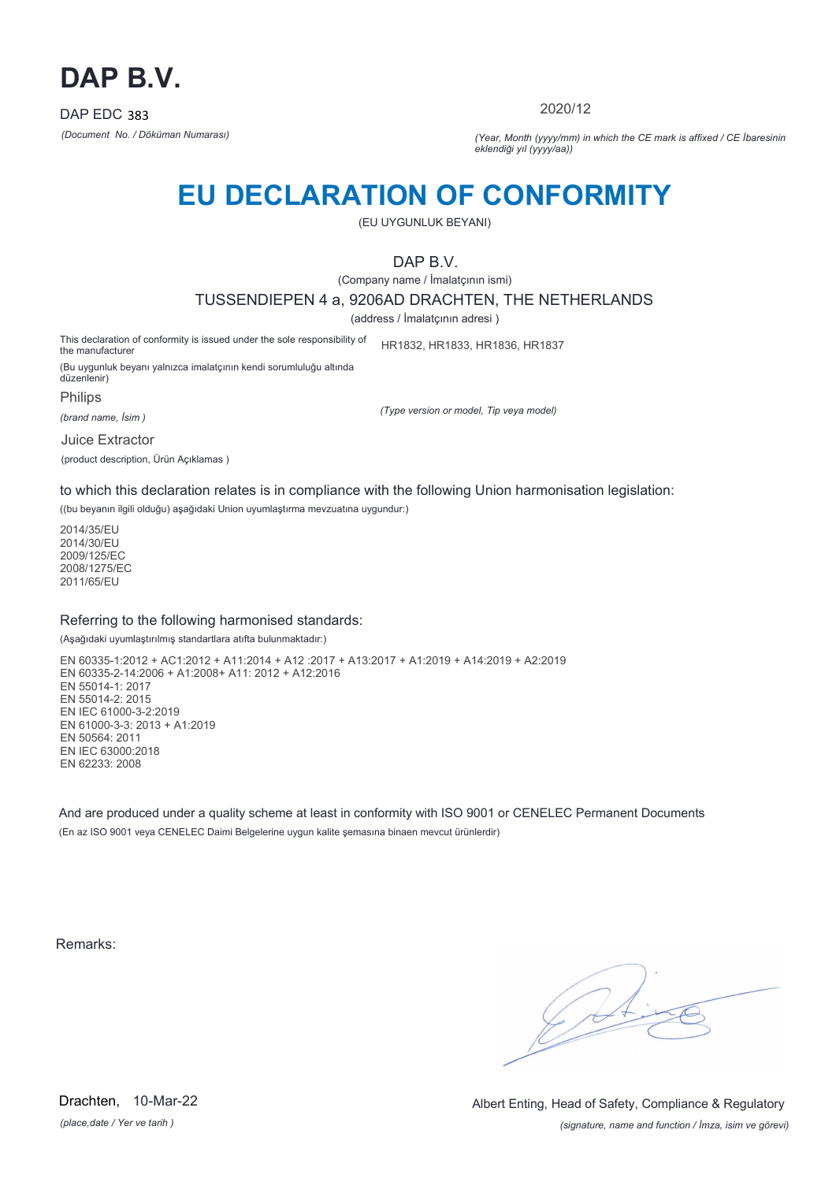# DAP B.V.

DAP EDC 383

*(Document No. / Döküman Numarası)*

2020/12

*(Year, Month (yyyy/mm) in which the CE mark is affixed / CE İbaresinin eklendiği yıl (yyyy/aa))*

# EU DECLARATION OF CONFORMITY

(EU UYGUNLUK BEYANI)

DAP B.V.

(Company name / İmalatçının ismi)

TUSSENDIEPEN 4 a, 9206AD DRACHTEN, THE NETHERLANDS

(address / İmalatçının adresi )

This declaration of conformity is issued under the sole responsibility of the manufacturer

(Bu uygunluk beyanı yalnızca imalatçının kendi sorumluluğu altında düzenlenir)

HR1832, HR1833, HR1836, HR1837

*(Type version or model, Tip veya model)*

Philips

*(brand name, İsim )*

Juice Extractor

(product description, Ürün Açıklamas )

to which this declaration relates is in compliance with the following Union harmonisation legislation:

((bu beyanın ilgili olduğu) aşağıdaki Union uyumlaştırma mevzuatına uygundur:)

2014/35/EU
2014/30/EU
2009/125/EC
2008/1275/EC
2011/65/EU

Referring to the following harmonised standards:

(Aşağıdaki uyumlaştırılmış standartlara atıfta bulunmaktadır:)

EN 60335-1:2012 + AC1:2012 + A11:2014 + A12 :2017 + A13:2017 + A1:2019 + A14:2019 + A2:2019
EN 60335-2-14:2006 + A1:2008+ A11: 2012 + A12:2016
EN 55014-1: 2017
EN 55014-2: 2015
EN IEC 61000-3-2:2019
EN 61000-3-3: 2013 + A1:2019
EN 50564: 2011
EN IEC 63000:2018
EN 62233: 2008

And are produced under a quality scheme at least in conformity with ISO 9001 or CENELEC Permanent Documents

(En az ISO 9001 veya CENELEC Daimi Belgelerine uygun kalite şemasına binaen mevcut ürünlerdir)

Remarks:

Drachten, 10-Mar-22

*(place,date / Yer ve tarih )*

Albert Enting, Head of Safety, Compliance & Regulatory

*(signature, name and function / İmza, isim ve görevi)*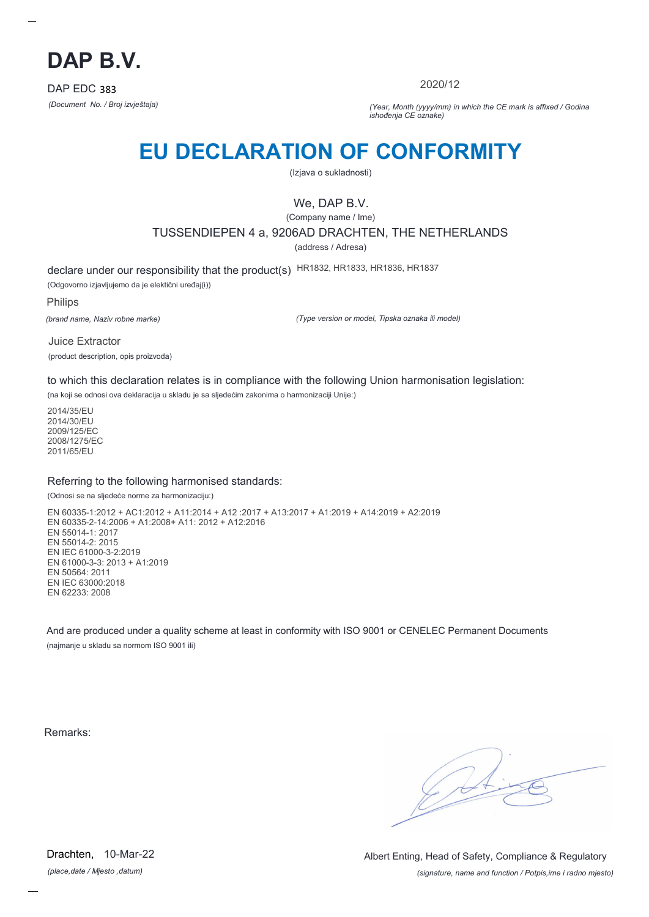# DAP B.V.

DAP EDC 383

*(Document No. / Broj izvještaja)*

2020/12

*(Year, Month (yyyy/mm) in which the CE mark is affixed / Godina ishođenja CE oznake)*

## EU DECLARATION OF CONFORMITY

(Izjava o sukladnosti)

We, DAP B.V.

(Company name / Ime)

TUSSENDIEPEN 4 a, 9206AD DRACHTEN, THE NETHERLANDS

(address / Adresa)

declare under our responsibility that the product(s) HR1832, HR1833, HR1836, HR1837

(Odgovorno izjavljujemo da je elektični uređaj(i))

Philips

*(brand name, Naziv robne marke)*

*(Type version or model, Tipska oznaka ili model)*

Juice Extractor

(product description, opis proizvoda)

to which this declaration relates is in compliance with the following Union harmonisation legislation:

(na koji se odnosi ova deklaracija u skladu je sa sljedećim zakonima o harmonizaciji Unije:)

2014/35/EU
2014/30/EU
2009/125/EC
2008/1275/EC
2011/65/EU

Referring to the following harmonised standards:

(Odnosi se na sljedeće norme za harmonizaciju:)

EN 60335-1:2012 + AC1:2012 + A11:2014 + A12 :2017 + A13:2017 + A1:2019 + A14:2019 + A2:2019
EN 60335-2-14:2006 + A1:2008+ A11: 2012 + A12:2016
EN 55014-1: 2017
EN 55014-2: 2015
EN IEC 61000-3-2:2019
EN 61000-3-3: 2013 + A1:2019
EN 50564: 2011
EN IEC 63000:2018
EN 62233: 2008

And are produced under a quality scheme at least in conformity with ISO 9001 or CENELEC Permanent Documents

(najmanje u skladu sa normom ISO 9001 ili)

Remarks:

Drachten, 10-Mar-22

*(place,date / Mjesto ,datum)*

Albert Enting, Head of Safety, Compliance & Regulatory

*(signature, name and function / Potpis,ime i radno mjesto)*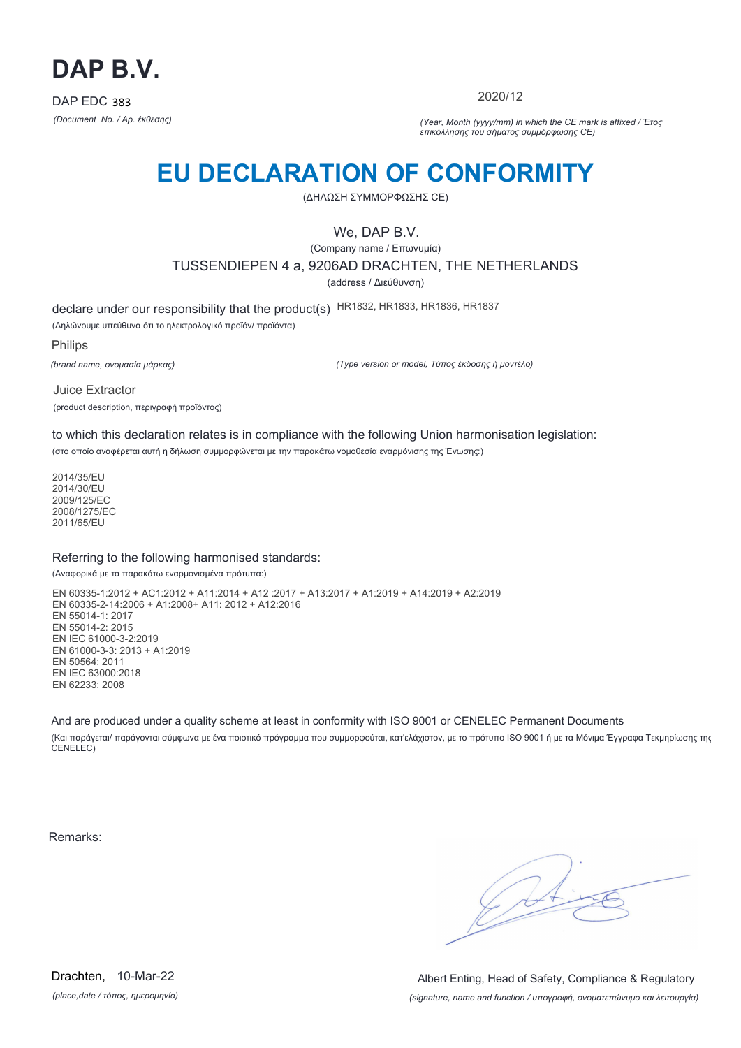# DAP B.V.

DAP EDC 383

*(Document No. / Αρ. έκθεσης)*

2020/12

*(Year, Month (yyyy/mm) in which the CE mark is affixed / Έτος επικόλλησης του σήματος συμμόρφωσης CE)*

# EU DECLARATION OF CONFORMITY

(ΔΗΛΩΣΗ ΣΥΜΜΟΡΦΩΣΗΣ CE)

We, DAP B.V.

(Company name / Επωνυμία)

TUSSENDIEPEN 4 a, 9206AD DRACHTEN, THE NETHERLANDS

(address / Διεύθυνση)

declare under our responsibility that the product(s) HR1832, HR1833, HR1836, HR1837

(Δηλώνουμε υπεύθυνα ότι το ηλεκτρολογικό προϊόν/ προϊόντα)

Philips

*(brand name, ονομασία μάρκας)*

*(Type version or model, Τύπος έκδοσης ή μοντέλο)*

Juice Extractor

(product description, περιγραφή προϊόντος)

to which this declaration relates is in compliance with the following Union harmonisation legislation:

(στο οποίο αναφέρεται αυτή η δήλωση συμμορφώνεται με την παρακάτω νομοθεσία εναρμόνισης της Ένωσης:)

2014/35/EU
2014/30/EU
2009/125/EC
2008/1275/EC
2011/65/EU

Referring to the following harmonised standards:

(Αναφορικά με τα παρακάτω εναρμονισμένα πρότυπα:)

EN 60335-1:2012 + AC1:2012 + A11:2014 + A12 :2017 + A13:2017 + A1:2019 + A14:2019 + A2:2019
EN 60335-2-14:2006 + A1:2008+ A11: 2012 + A12:2016
EN 55014-1: 2017
EN 55014-2: 2015
EN IEC 61000-3-2:2019
EN 61000-3-3: 2013 + A1:2019
EN 50564: 2011
EN IEC 63000:2018
EN 62233: 2008

And are produced under a quality scheme at least in conformity with ISO 9001 or CENELEC Permanent Documents

(Και παράγεται/ παράγονται σύμφωνα με ένα ποιοτικό πρόγραμμα που συμμορφούται, κατ'ελάχιστον, με το πρότυπο ISO 9001 ή με τα Μόνιμα Έγγραφα Τεκμηρίωσης της CENELEC)

Remarks:

Drachten, 10-Mar-22

*(place,date / τόπος, ημερομηνία)*

Albert Enting, Head of Safety, Compliance & Regulatory

*(signature, name and function / υπογραφή, ονοματεπώνυμο και λειτουργία)*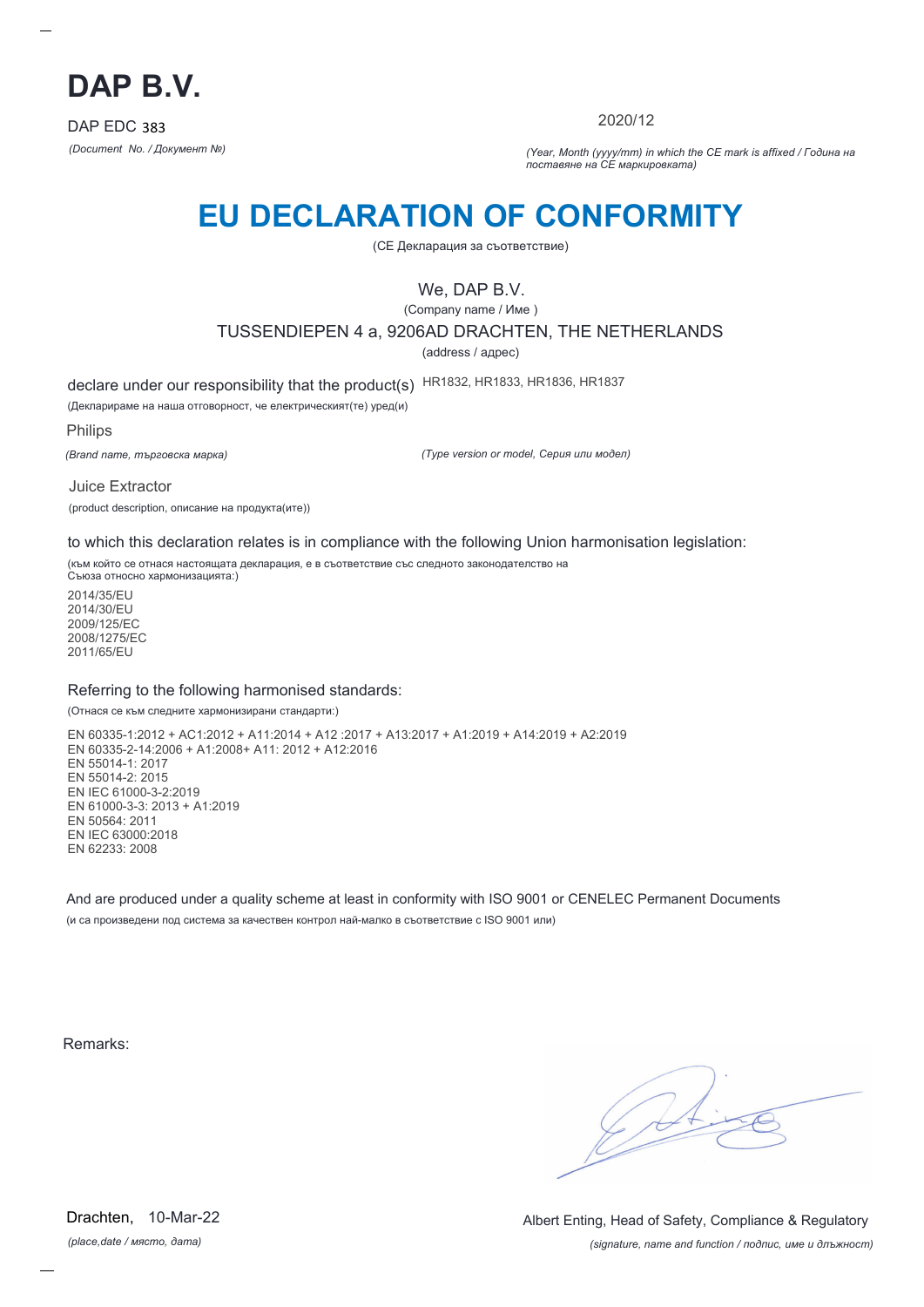# DAP B.V.

DAP EDC 383

*(Document No. / Документ №)*

2020/12

*(Year, Month (yyyy/mm) in which the CE mark is affixed / Година на поставяне на CE маркировката)*

# EU DECLARATION OF CONFORMITY

(CE Декларация за съответствие)

We, DAP B.V.

(Company name / Име )

TUSSENDIEPEN 4 a, 9206AD DRACHTEN, THE NETHERLANDS

(address / адрес)

declare under our responsibility that the product(s) HR1832, HR1833, HR1836, HR1837

(Декларираме на наша отговорност, че електрическият(те) уред(и)

Philips

*(Brand name, търговска марка)*

*(Type version or model, Серия или модел)*

Juice Extractor

(product description, описание на продукта(ите))

to which this declaration relates is in compliance with the following Union harmonisation legislation:

(към който се отнася настоящата декларация, е в съответствие със следното законодателство на Съюза относно хармонизацията:)

2014/35/EU
2014/30/EU
2009/125/EC
2008/1275/EC
2011/65/EU

Referring to the following harmonised standards:

(Отнася се към следните хармонизирани стандарти:)

EN 60335-1:2012 + AC1:2012 + A11:2014 + A12 :2017 + A13:2017 + A1:2019 + A14:2019 + A2:2019
EN 60335-2-14:2006 + A1:2008+ A11: 2012 + A12:2016
EN 55014-1: 2017
EN 55014-2: 2015
EN IEC 61000-3-2:2019
EN 61000-3-3: 2013 + A1:2019
EN 50564: 2011
EN IEC 63000:2018
EN 62233: 2008

And are produced under a quality scheme at least in conformity with ISO 9001 or CENELEC Permanent Documents

(и са произведени под система за качествен контрол най-малко в съответствие с ISO 9001 или)

Remarks:

Drachten, 10-Mar-22

*(place,date / място, дата)*

Albert Enting, Head of Safety, Compliance & Regulatory

*(signature, name and function / подпис, име и длъжност)*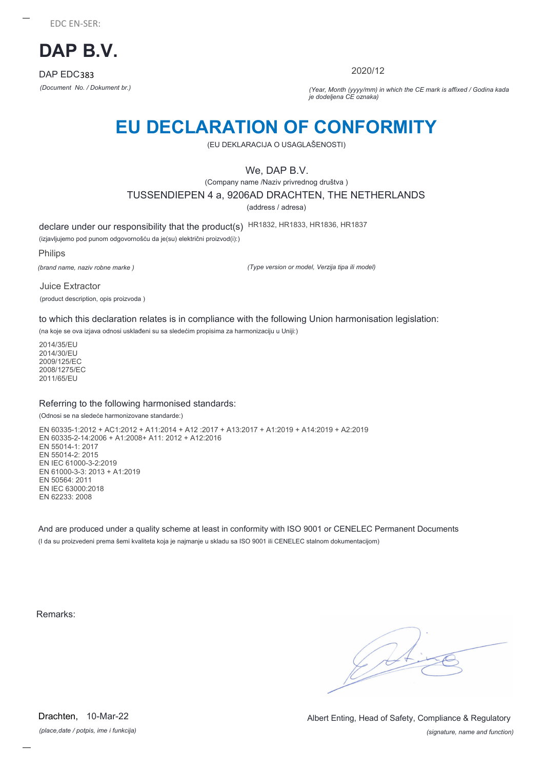EDC EN-SER:

# DAP B.V.

DAP EDC383

*(Document No. / Dokument br.)*

2020/12

*(Year, Month (yyyy/mm) in which the CE mark is affixed / Godina kada je dodeljena CE oznaka)*

# EU DECLARATION OF CONFORMITY

(EU DEKLARACIJA O USAGLAŠENOSTI)

We, DAP B.V.

(Company name /Naziv privrednog društva )

TUSSENDIEPEN 4 a, 9206AD DRACHTEN, THE NETHERLANDS

(address / adresa)

declare under our responsibility that the product(s) HR1832, HR1833, HR1836, HR1837

(izjavljujemo pod punom odgovornošću da je(su) električni proizvod(i):)

Philips

*(brand name, naziv robne marke )*

*(Type version or model, Verzija tipa ili model)*

Juice Extractor

(product description, opis proizvoda )

to which this declaration relates is in compliance with the following Union harmonisation legislation:

(na koje se ova izjava odnosi usklađeni su sa sledećim propisima za harmonizaciju u Uniji:)

2014/35/EU
2014/30/EU
2009/125/EC
2008/1275/EC
2011/65/EU

Referring to the following harmonised standards:

(Odnosi se na sledeće harmonizovane standarde:)

EN 60335-1:2012 + AC1:2012 + A11:2014 + A12 :2017 + A13:2017 + A1:2019 + A14:2019 + A2:2019
EN 60335-2-14:2006 + A1:2008+ A11: 2012 + A12:2016
EN 55014-1: 2017
EN 55014-2: 2015
EN IEC 61000-3-2:2019
EN 61000-3-3: 2013 + A1:2019
EN 50564: 2011
EN IEC 63000:2018
EN 62233: 2008

And are produced under a quality scheme at least in conformity with ISO 9001 or CENELEC Permanent Documents

(I da su proizvedeni prema šemi kvaliteta koja je najmanje u skladu sa ISO 9001 ili CENELEC stalnom dokumentacijom)

Remarks:

Drachten, 10-Mar-22

*(place,date / potpis, ime i funkcija)*

Albert Enting, Head of Safety, Compliance & Regulatory

*(signature, name and function)*